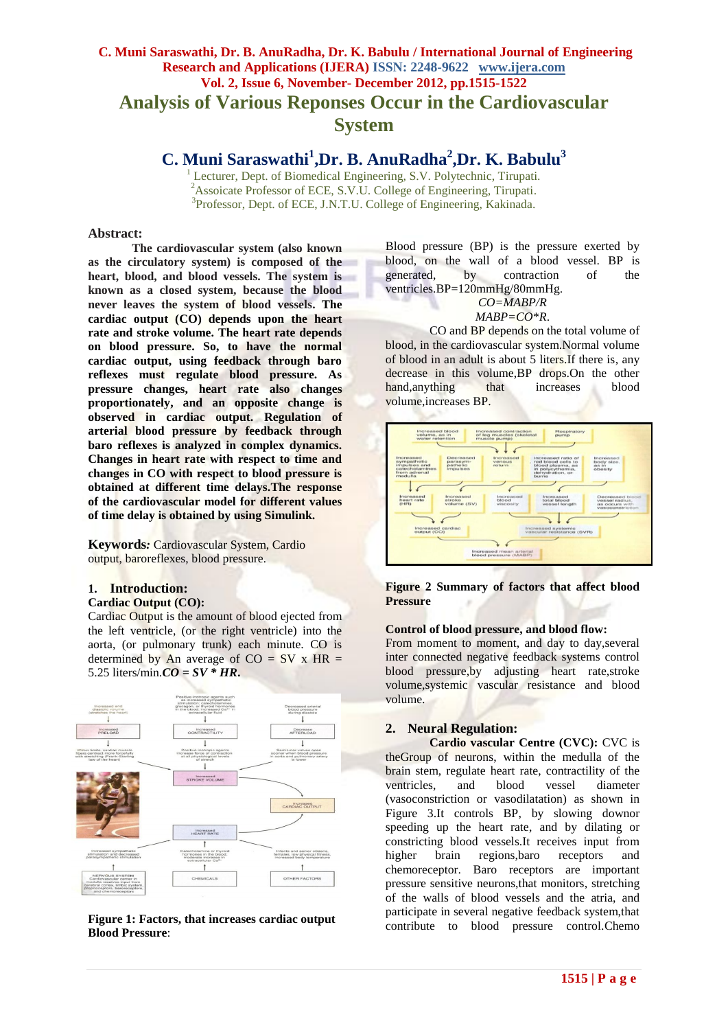# Analysis of Various Reponses Occur in the Cardiovascular System

## C. Muni Saraswathi[1], Dr. B. AnuRadha[2], Dr. K. Babulu[3]

[1] Lecturer, Dept. of Biomedical Engineering, S.V. Polytechnic, Tirupati.
[2] Assoicate Professor of ECE, S.V.U. College of Engineering, Tirupati.
[3] Professor, Dept. of ECE, J.N.T.U. College of Engineering, Kakinada.

### Abstract:

**The cardiovascular system (also known as the circulatory system) is composed of the heart, blood, and blood vessels. The system is known as a closed system, because the blood never leaves the system of blood vessels. The cardiac output (CO) depends upon the heart rate and stroke volume. The heart rate depends on blood pressure. So, to have the normal cardiac output, using feedback through baro reflexes must regulate blood pressure. As pressure changes, heart rate also changes proportionately, and an opposite change is observed in cardiac output. Regulation of arterial blood pressure by feedback through baro reflexes is analyzed in complex dynamics. Changes in heart rate with respect to time and changes in CO with respect to blood pressure is obtained at different time delays.The response of the cardiovascular model for different values of time delay is obtained by using Simulink.**

**Keywords*:*** Cardiovascular System, Cardio output, baroreflexes, blood pressure.

## 1. Introduction:

### Cardiac Output (CO):

Cardiac Output is the amount of blood ejected from the left ventricle, (or the right ventricle) into the aorta, (or pulmonary trunk) each minute. CO is determined by An average of CO = SV x HR = 5.25 liters/min.***CO = SV * HR*.**

**Figure 1: Factors, that increases cardiac output Blood Pressure**:

Blood pressure (BP) is the pressure exerted by blood, on the wall of a blood vessel. BP is generated, by contraction of the ventricles.BP=120mmHg/80mmHg.

$$CO=MABP/R$$

$$MABP=CO*R.$$

CO and BP depends on the total volume of blood, in the cardiovascular system.Normal volume of blood in an adult is about 5 liters.If there is, any decrease in this volume,BP drops.On the other hand,anything that increases blood volume,increases BP.

**Figure 2 Summary of factors that affect blood Pressure**

**Control of blood pressure, and blood flow:**

From moment to moment, and day to day,several inter connected negative feedback systems control blood pressure,by adjusting heart rate,stroke volume,systemic vascular resistance and blood volume.

## 2. Neural Regulation:

**Cardio vascular Centre (CVC):** CVC is theGroup of neurons, within the medulla of the brain stem, regulate heart rate, contractility of the ventricles, and blood vessel diameter (vasoconstriction or vasodilatation) as shown in Figure 3.It controls BP, by slowing downor speeding up the heart rate, and by dilating or constricting blood vessels.It receives input from higher brain regions,baro receptors and chemoreceptor. Baro receptors are important pressure sensitive neurons,that monitors, stretching of the walls of blood vessels and the atria, and participate in several negative feedback system,that contribute to blood pressure control.Chemo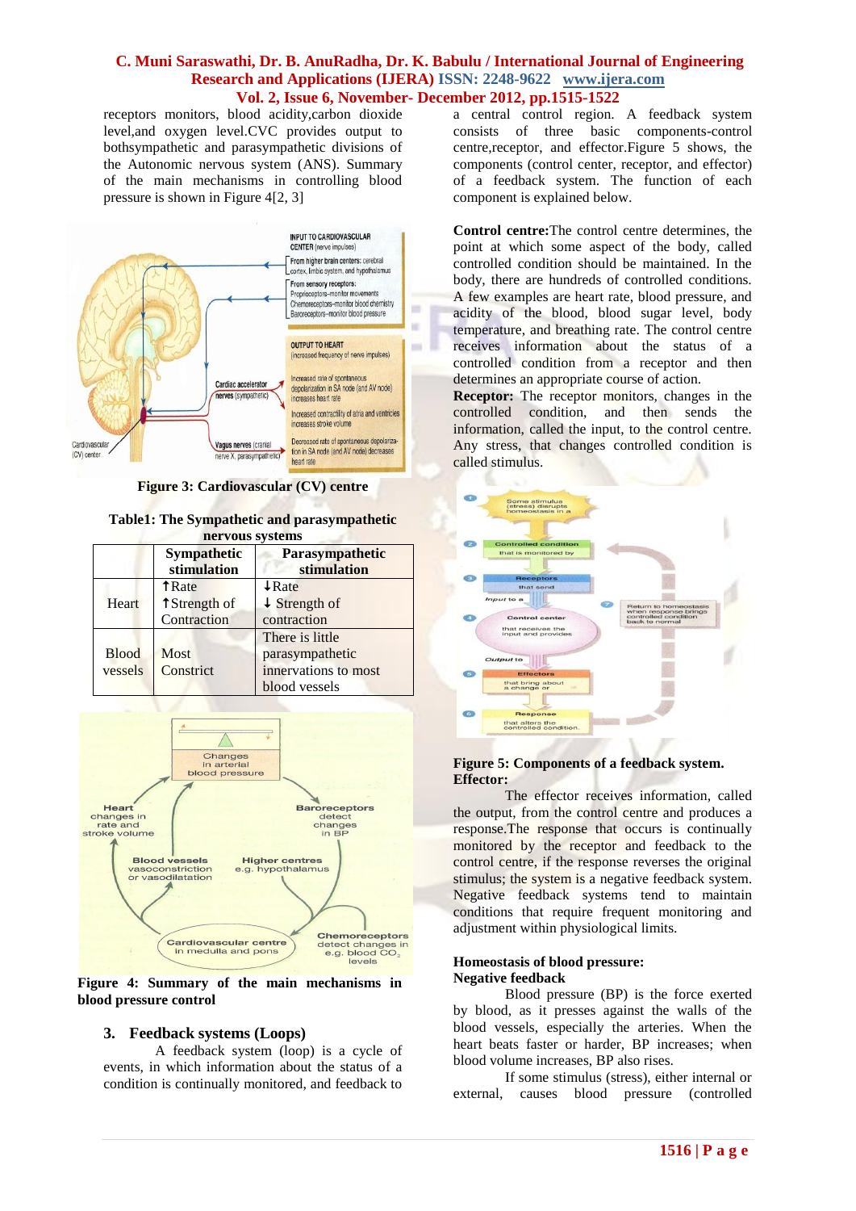receptors monitors, blood acidity,carbon dioxide level,and oxygen level.CVC provides output to bothsympathetic and parasympathetic divisions of the Autonomic nervous system (ANS). Summary of the main mechanisms in controlling blood pressure is shown in Figure 4[2, 3]

**Figure 3: Cardiovascular (CV) centre**

**Table1: The Sympathetic and parasympathetic nervous systems**

| | Sympathetic stimulation | Parasympathetic stimulation |
|---|---|---|
| Heart | ↑Rate<br>↑Strength of Contraction | ↓Rate<br>↓ Strength of contraction |
| Blood vessels | Most Constrict | There is little parasympathetic innervations to most blood vessels |

**Figure 4: Summary of the main mechanisms in blood pressure control**

## 3. Feedback systems (Loops)

A feedback system (loop) is a cycle of events, in which information about the status of a condition is continually monitored, and feedback to a central control region. A feedback system consists of three basic components-control centre,receptor, and effector.Figure 5 shows, the components (control center, receptor, and effector) of a feedback system. The function of each component is explained below.

**Control centre:**The control centre determines, the point at which some aspect of the body, called controlled condition should be maintained. In the body, there are hundreds of controlled conditions. A few examples are heart rate, blood pressure, and acidity of the blood, blood sugar level, body temperature, and breathing rate. The control centre receives information about the status of a controlled condition from a receptor and then determines an appropriate course of action.

**Receptor:** The receptor monitors, changes in the controlled condition, and then sends the information, called the input, to the control centre. Any stress, that changes controlled condition is called stimulus.

**Figure 5: Components of a feedback system.**

**Effector:**

The effector receives information, called the output, from the control centre and produces a response.The response that occurs is continually monitored by the receptor and feedback to the control centre, if the response reverses the original stimulus; the system is a negative feedback system. Negative feedback systems tend to maintain conditions that require frequent monitoring and adjustment within physiological limits.

**Homeostasis of blood pressure:**
**Negative feedback**

Blood pressure (BP) is the force exerted by blood, as it presses against the walls of the blood vessels, especially the arteries. When the heart beats faster or harder, BP increases; when blood volume increases, BP also rises.

If some stimulus (stress), either internal or external, causes blood pressure (controlled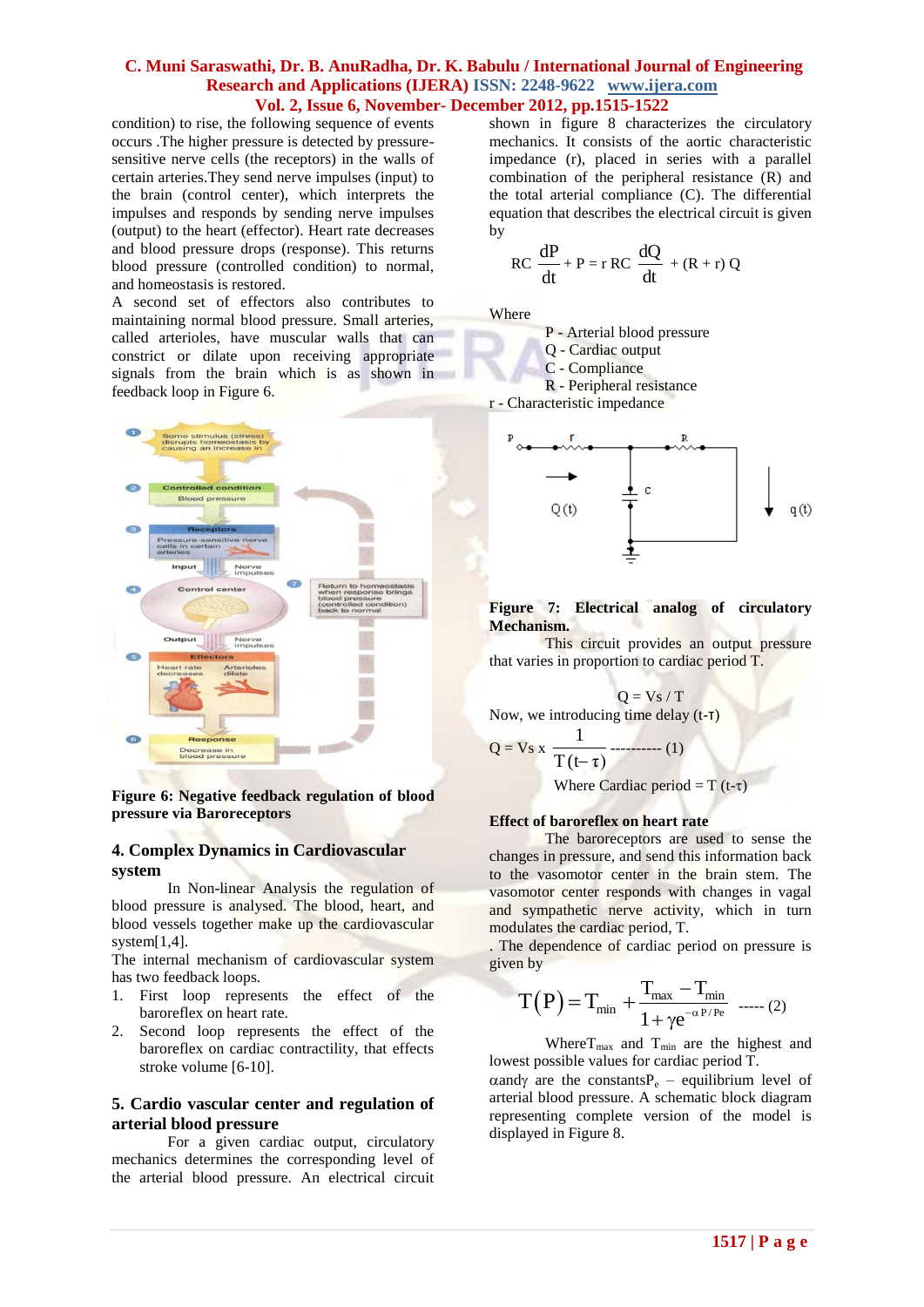condition) to rise, the following sequence of events occurs .The higher pressure is detected by pressure-sensitive nerve cells (the receptors) in the walls of certain arteries.They send nerve impulses (input) to the brain (control center), which interprets the impulses and responds by sending nerve impulses (output) to the heart (effector). Heart rate decreases and blood pressure drops (response). This returns blood pressure (controlled condition) to normal, and homeostasis is restored.

A second set of effectors also contributes to maintaining normal blood pressure. Small arteries, called arterioles, have muscular walls that can constrict or dilate upon receiving appropriate signals from the brain which is as shown in feedback loop in Figure 6.

**Figure 6: Negative feedback regulation of blood pressure via Baroreceptors**

## 4. Complex Dynamics in Cardiovascular system

In Non-linear Analysis the regulation of blood pressure is analysed. The blood, heart, and blood vessels together make up the cardiovascular system[1,4].

The internal mechanism of cardiovascular system has two feedback loops.

1. First loop represents the effect of the baroreflex on heart rate.
2. Second loop represents the effect of the baroreflex on cardiac contractility, that effects stroke volume [6-10].

## 5. Cardio vascular center and regulation of arterial blood pressure

For a given cardiac output, circulatory mechanics determines the corresponding level of the arterial blood pressure. An electrical circuit shown in figure 8 characterizes the circulatory mechanics. It consists of the aortic characteristic impedance (r), placed in series with a parallel combination of the peripheral resistance (R) and the total arterial compliance (C). The differential equation that describes the electrical circuit is given by

$$RC\,\frac{dP}{dt} + P = r\,RC\,\frac{dQ}{dt} + (R + r)\,Q$$

Where

P - Arterial blood pressure
Q - Cardiac output
C - Compliance
R - Peripheral resistance
r - Characteristic impedance

**Figure 7: Electrical analog of circulatory Mechanism.**

This circuit provides an output pressure that varies in proportion to cardiac period T.

$$Q = Vs / T$$

Now, we introducing time delay (t-τ)

$$Q = Vs \times \frac{1}{T(t-\tau)} \text{ ---------- (1)}$$

Where Cardiac period = T (t-τ)

### Effect of baroreflex on heart rate

The baroreceptors are used to sense the changes in pressure, and send this information back to the vasomotor center in the brain stem. The vasomotor center responds with changes in vagal and sympathetic nerve activity, which in turn modulates the cardiac period, T.

. The dependence of cardiac period on pressure is given by

$$T(P) = T_{min} + \frac{T_{max} - T_{min}}{1 + \gamma e^{-\alpha P / Pe}} \text{ ----- (2)}$$

Where $T_{max}$ and $T_{min}$ are the highest and lowest possible values for cardiac period T.

$\alpha$and$\gamma$ are the constants$P_e$ – equilibrium level of arterial blood pressure. A schematic block diagram representing complete version of the model is displayed in Figure 8.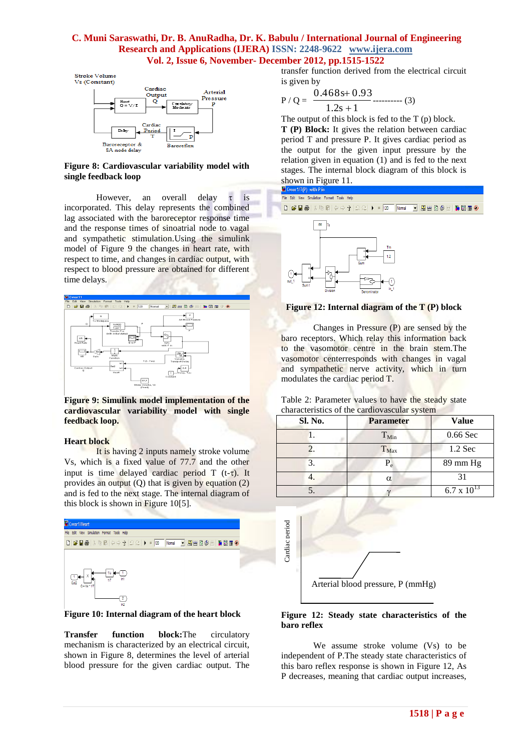Figure 8: Cardiovascular variability model with single feedback loop

However, an overall delay $\tau$ is incorporated. This delay represents the combined lag associated with the baroreceptor response time and the response times of sinoatrial node to vagal and sympathetic stimulation.Using the simulink model of Figure 9 the changes in heart rate, with respect to time, and changes in cardiac output, with respect to blood pressure are obtained for different time delays.

**Figure 9: Simulink model implementation of the cardiovascular variability model with single feedback loop.**

**Heart block**

It is having 2 inputs namely stroke volume Vs, which is a fixed value of 77.7 and the other input is time delayed cardiac period T $(t-\tau)$. It provides an output (Q) that is given by equation (2) and is fed to the next stage. The internal diagram of this block is shown in Figure 10[5].

**Figure 10: Internal diagram of the heart block**

**Transfer function block:** The circulatory mechanism is characterized by an electrical circuit, shown in Figure 8, determines the level of arterial blood pressure for the given cardiac output. The transfer function derived from the electrical circuit is given by

$$P / Q = \frac{0.468s + 0.93}{1.2s + 1} \quad \text{----------} \ (3)$$

The output of this block is fed to the T (p) block.

**T (P) Block:** It gives the relation between cardiac period T and pressure P. It gives cardiac period as the output for the given input pressure by the relation given in equation (1) and is fed to the next stages. The internal block diagram of this block is shown in Figure 11.

**Figure 12: Internal diagram of the T (P) block**

Changes in Pressure (P) are sensed by the baro receptors. Which relay this information back to the vasomotor centre in the brain stem.The vasomotor centerresponds with changes in vagal and sympathetic nerve activity, which in turn modulates the cardiac period T.

Table 2: Parameter values to have the steady state characteristics of the cardiovascular system

| Sl. No. | Parameter | Value |
|---|---|---|
| 1. | $T_{Min}$ | 0.66 Sec |
| 2. | $T_{Max}$ | 1.2 Sec |
| 3. | $P_e$ | 89 mm Hg |
| 4. | $\alpha$ | 31 |
| 5. | $\gamma$ | $6.7 \times 10^{13}$ |

**Figure 12: Steady state characteristics of the baro reflex**

We assume stroke volume (Vs) to be independent of P.The steady state characteristics of this baro reflex response is shown in Figure 12, As P decreases, meaning that cardiac output increases,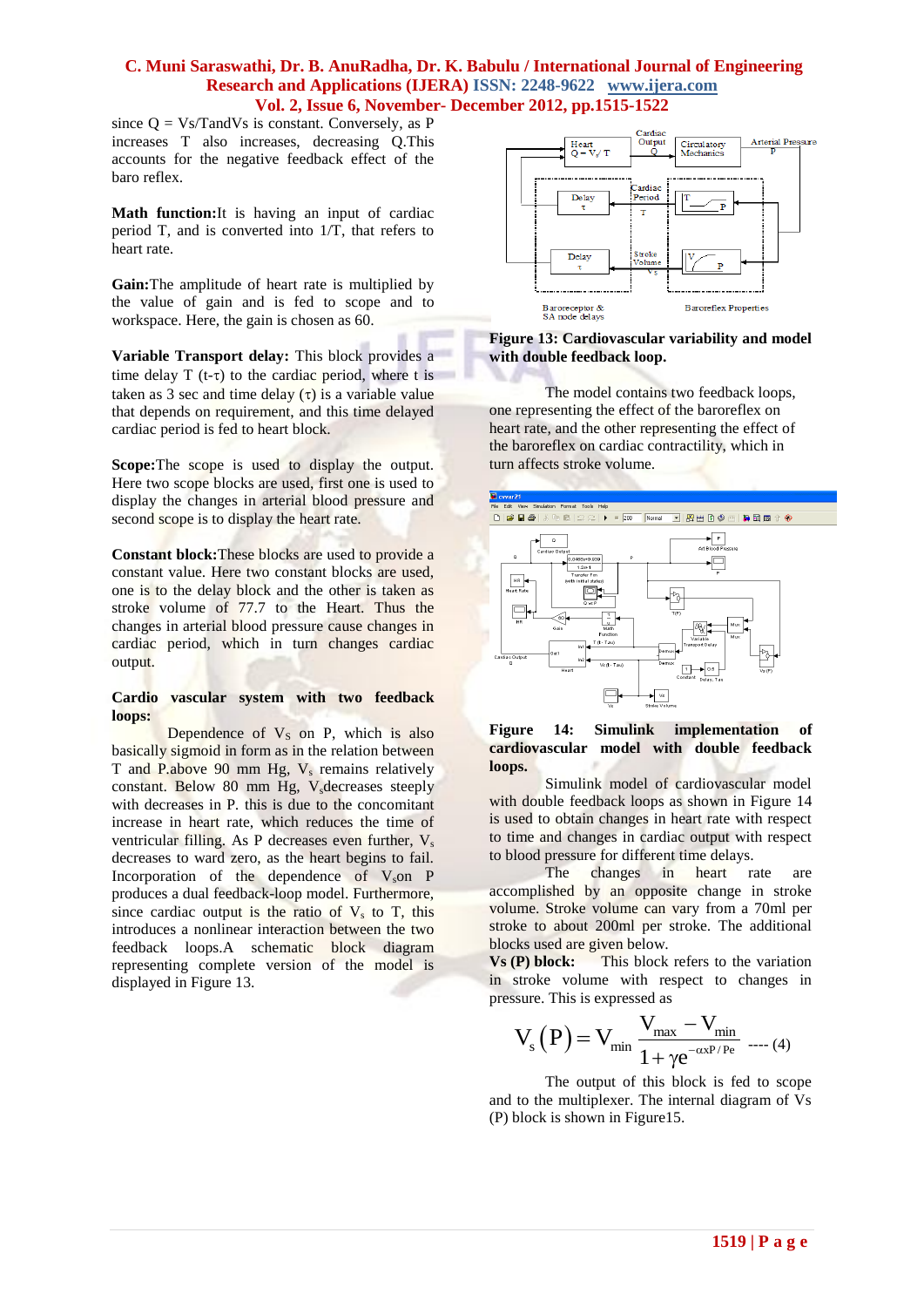since $Q = V_s/T$ and $V_s$ is constant. Conversely, as P increases T also increases, decreasing Q. This accounts for the negative feedback effect of the baro reflex.

**Math function:** It is having an input of cardiac period T, and is converted into 1/T, that refers to heart rate.

**Gain:** The amplitude of heart rate is multiplied by the value of gain and is fed to scope and to workspace. Here, the gain is chosen as 60.

**Variable Transport delay:** This block provides a time delay T (t-τ) to the cardiac period, where t is taken as 3 sec and time delay (τ) is a variable value that depends on requirement, and this time delayed cardiac period is fed to heart block.

**Scope:** The scope is used to display the output. Here two scope blocks are used, first one is used to display the changes in arterial blood pressure and second scope is to display the heart rate.

**Constant block:** These blocks are used to provide a constant value. Here two constant blocks are used, one is to the delay block and the other is taken as stroke volume of 77.7 to the Heart. Thus the changes in arterial blood pressure cause changes in cardiac period, which in turn changes cardiac output.

**Cardio vascular system with two feedback loops:**

Dependence of $V_S$ on P, which is also basically sigmoid in form as in the relation between T and P. above 90 mm Hg, $V_s$ remains relatively constant. Below 80 mm Hg, $V_s$ decreases steeply with decreases in P. this is due to the concomitant increase in heart rate, which reduces the time of ventricular filling. As P decreases even further, $V_s$ decreases to ward zero, as the heart begins to fail. Incorporation of the dependence of $V_s$ on P produces a dual feedback-loop model. Furthermore, since cardiac output is the ratio of $V_s$ to T, this introduces a nonlinear interaction between the two feedback loops. A schematic block diagram representing complete version of the model is displayed in Figure 13.

**Figure 13: Cardiovascular variability and model with double feedback loop.**

The model contains two feedback loops, one representing the effect of the baroreflex on heart rate, and the other representing the effect of the baroreflex on cardiac contractility, which in turn affects stroke volume.

**Figure 14: Simulink implementation of cardiovascular model with double feedback loops.**

Simulink model of cardiovascular model with double feedback loops as shown in Figure 14 is used to obtain changes in heart rate with respect to time and changes in cardiac output with respect to blood pressure for different time delays.

The changes in heart rate are accomplished by an opposite change in stroke volume. Stroke volume can vary from a 70ml per stroke to about 200ml per stroke. The additional blocks used are given below.

**Vs (P) block:** This block refers to the variation in stroke volume with respect to changes in pressure. This is expressed as

$$V_s(P) = V_{min} \frac{V_{max} - V_{min}}{1 + \gamma e^{-\alpha x P / Pe}} \quad \text{---- (4)}$$

The output of this block is fed to scope and to the multiplexer. The internal diagram of Vs (P) block is shown in Figure15.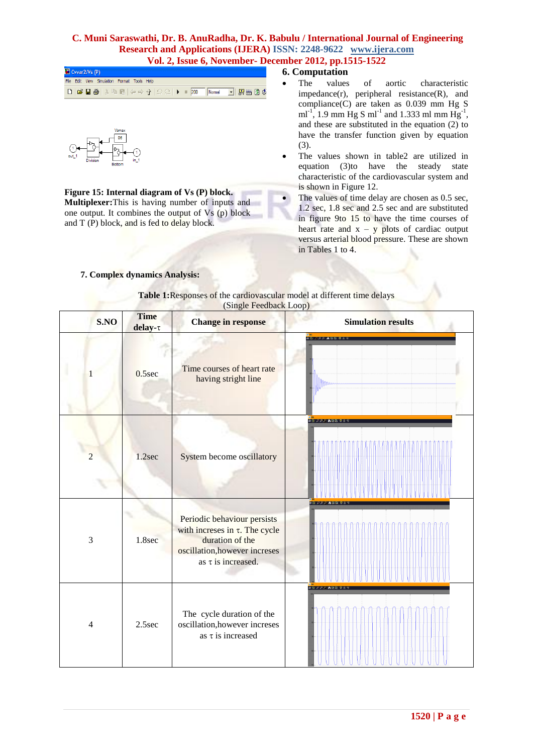**Figure 15: Internal diagram of Vs (P) block.**

**Multiplexer:** This is having number of inputs and one output. It combines the output of Vs (p) block and T (P) block, and is fed to delay block.

## 6. Computation

- The values of aortic characteristic impedance(r), peripheral resistance(R), and compliance(C) are taken as 0.039 mm Hg S $ml^{-1}$, 1.9 mm Hg S $ml^{-1}$ and 1.333 ml mm $Hg^{-1}$, and these are substituted in the equation (2) to have the transfer function given by equation (3).
- The values shown in table2 are utilized in equation (3)to have the steady state characteristic of the cardiovascular system and is shown in Figure 12.
- The values of time delay are chosen as 0.5 sec, 1.2 sec, 1.8 sec and 2.5 sec and are substituted in figure 9to 15 to have the time courses of heart rate and x – y plots of cardiac output versus arterial blood pressure. These are shown in Tables 1 to 4.

## 7. Complex dynamics Analysis:

**Table 1:** Responses of the cardiovascular model at different time delays (Single Feedback Loop)

| S.NO | Time delay-τ | Change in response | Simulation results |
|---|---|---|---|
| 1 | 0.5sec | Time courses of heart rate having stright line | |
| 2 | 1.2sec | System become oscillatory | |
| 3 | 1.8sec | Periodic behaviour persists with increses in τ. The cycle duration of the oscillation,however increses as τ is increased. | |
| 4 | 2.5sec | The cycle duration of the oscillation,however increses as τ is increased | |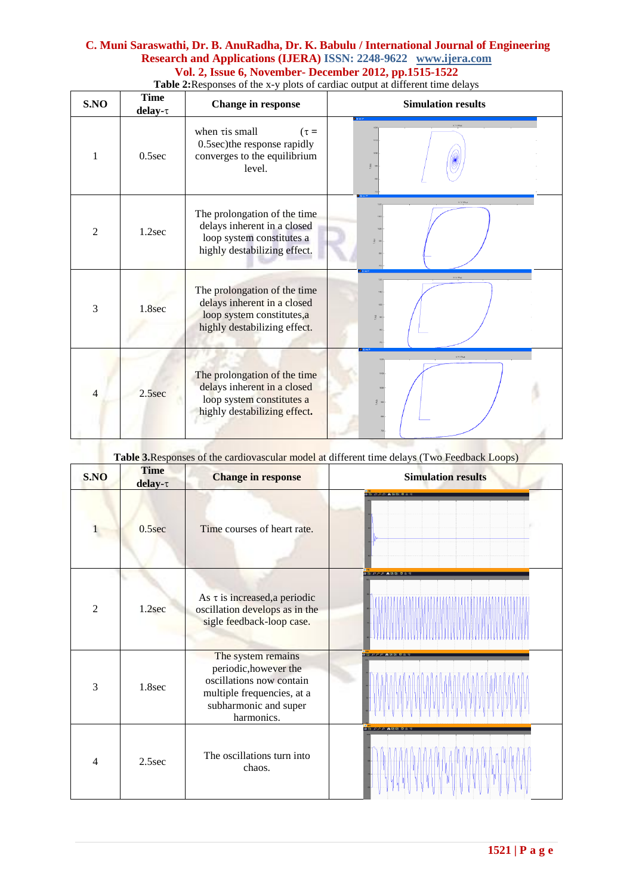**Table 2:** Responses of the x-y plots of cardiac output at different time delays

| S.NO | Time delay-$\tau$ | Change in response | Simulation results |
|---|---|---|---|
| 1 | 0.5sec | when $\tau$ is small ($\tau$ = 0.5sec)the response rapidly converges to the equilibrium level. | |
| 2 | 1.2sec | The prolongation of the time delays inherent in a closed loop system constitutes a highly destabilizing effect. | |
| 3 | 1.8sec | The prolongation of the time delays inherent in a closed loop system constitutes,a highly destabilizing effect. | |
| 4 | 2.5sec | The prolongation of the time delays inherent in a closed loop system constitutes a highly destabilizing effect. | |

**Table 3.** Responses of the cardiovascular model at different time delays (Two Feedback Loops)

| S.NO | Time delay-$\tau$ | Change in response | Simulation results |
|---|---|---|---|
| 1 | 0.5sec | Time courses of heart rate. | |
| 2 | 1.2sec | As $\tau$ is increased,a periodic oscillation develops as in the sigle feedback-loop case. | |
| 3 | 1.8sec | The system remains periodic,however the oscillations now contain multiple frequencies, at a subharmonic and super harmonics. | |
| 4 | 2.5sec | The oscillations turn into chaos. | |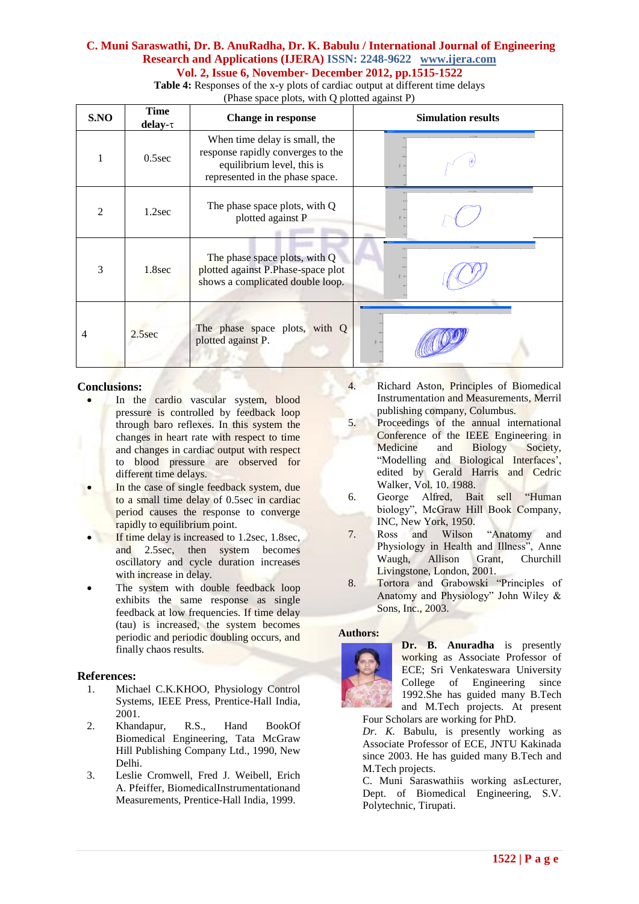**Table 4:** Responses of the x-y plots of cardiac output at different time delays
(Phase space plots, with Q plotted against P)

| S.NO | Time delay-τ | Change in response | Simulation results |
|---|---|---|---|
| 1 | 0.5sec | When time delay is small, the response rapidly converges to the equilibrium level, this is represented in the phase space. | |
| 2 | 1.2sec | The phase space plots, with Q plotted against P | |
| 3 | 1.8sec | The phase space plots, with Q plotted against P.Phase-space plot shows a complicated double loop. | |
| 4 | 2.5sec | The phase space plots, with Q plotted against P. | |

## Conclusions:

- In the cardio vascular system, blood pressure is controlled by feedback loop through baro reflexes. In this system the changes in heart rate with respect to time and changes in cardiac output with respect to blood pressure are observed for different time delays.
- In the case of single feedback system, due to a small time delay of 0.5sec in cardiac period causes the response to converge rapidly to equilibrium point.
- If time delay is increased to 1.2sec, 1.8sec, and 2.5sec, then system becomes oscillatory and cycle duration increases with increase in delay.
- The system with double feedback loop exhibits the same response as single feedback at low frequencies. If time delay (tau) is increased, the system becomes periodic and periodic doubling occurs, and finally chaos results.

## References:

1. Michael C.K.KHOO, Physiology Control Systems, IEEE Press, Prentice-Hall India, 2001.
2. Khandapur, R.S., Hand BookOf Biomedical Engineering, Tata McGraw Hill Publishing Company Ltd., 1990, New Delhi.
3. Leslie Cromwell, Fred J. Weibell, Erich A. Pfeiffer, BiomedicalInstrumentationand Measurements, Prentice-Hall India, 1999.
4. Richard Aston, Principles of Biomedical Instrumentation and Measurements, Merril publishing company, Columbus.
5. Proceedings of the annual international Conference of the IEEE Engineering in Medicine and Biology Society, "Modelling and Biological Interfaces', edited by Gerald Harris and Cedric Walker, Vol. 10. 1988.
6. George Alfred, Bait sell "Human biology", McGraw Hill Book Company, INC, New York, 1950.
7. Ross and Wilson "Anatomy and Physiology in Health and Illness", Anne Waugh, Allison Grant, Churchill Livingstone, London, 2001.
8. Tortora and Grabowski "Principles of Anatomy and Physiology" John Wiley & Sons, Inc., 2003.

## Authors:

**Dr. B. Anuradha** is presently working as Associate Professor of ECE; Sri Venkateswara University College of Engineering since 1992.She has guided many B.Tech and M.Tech projects. At present Four Scholars are working for PhD.

*Dr. K.* Babulu, is presently working as Associate Professor of ECE, JNTU Kakinada since 2003. He has guided many B.Tech and M.Tech projects.

C. Muni Saraswathiis working asLecturer, Dept. of Biomedical Engineering, S.V. Polytechnic, Tirupati.